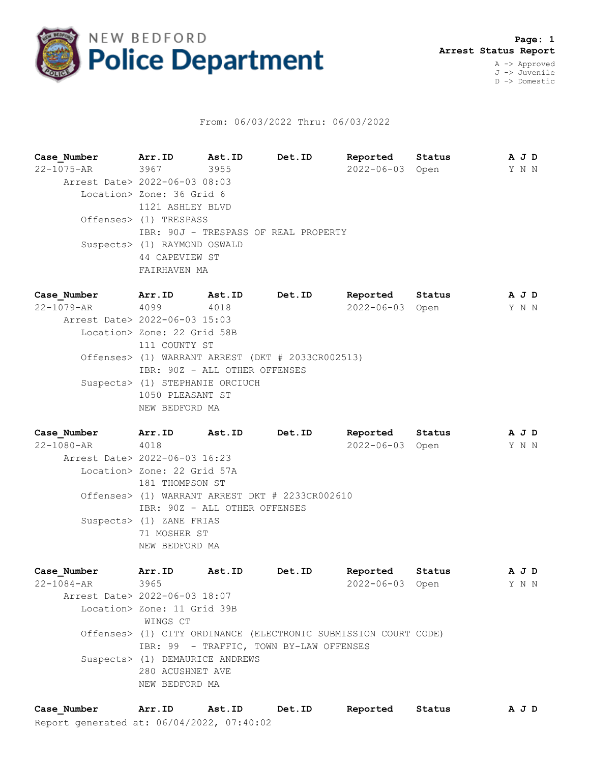# NEW BEDFORD Police Department

**Page: 1**
**Arrest Status Report**

A -> Approved
J -> Juvenile
D -> Domestic

From: 06/03/2022 Thru: 06/03/2022

| Case_Number | Arr.ID | Ast.ID | Det.ID | Reported | Status | A J D |
|---|---|---|---|---|---|---|
| 22-1075-AR | 3967 | 3955 | | 2022-06-03 | Open | Y N N |

Arrest Date> 2022-06-03 08:03
Location> Zone: 36 Grid 6
1121 ASHLEY BLVD
Offenses> (1) TRESPASS
IBR: 90J - TRESPASS OF REAL PROPERTY
Suspects> (1) RAYMOND OSWALD
44 CAPEVIEW ST
FAIRHAVEN MA

| Case_Number | Arr.ID | Ast.ID | Det.ID | Reported | Status | A J D |
|---|---|---|---|---|---|---|
| 22-1079-AR | 4099 | 4018 | | 2022-06-03 | Open | Y N N |

Arrest Date> 2022-06-03 15:03
Location> Zone: 22 Grid 58B
111 COUNTY ST
Offenses> (1) WARRANT ARREST (DKT # 2033CR002513)
IBR: 90Z - ALL OTHER OFFENSES
Suspects> (1) STEPHANIE ORCIUCH
1050 PLEASANT ST
NEW BEDFORD MA

| Case_Number | Arr.ID | Ast.ID | Det.ID | Reported | Status | A J D |
|---|---|---|---|---|---|---|
| 22-1080-AR | 4018 | | | 2022-06-03 | Open | Y N N |

Arrest Date> 2022-06-03 16:23
Location> Zone: 22 Grid 57A
181 THOMPSON ST
Offenses> (1) WARRANT ARREST DKT # 2233CR002610
IBR: 90Z - ALL OTHER OFFENSES
Suspects> (1) ZANE FRIAS
71 MOSHER ST
NEW BEDFORD MA

| Case_Number | Arr.ID | Ast.ID | Det.ID | Reported | Status | A J D |
|---|---|---|---|---|---|---|
| 22-1084-AR | 3965 | | | 2022-06-03 | Open | Y N N |

Arrest Date> 2022-06-03 18:07
Location> Zone: 11 Grid 39B
WINGS CT
Offenses> (1) CITY ORDINANCE (ELECTRONIC SUBMISSION COURT CODE)
IBR: 99 - TRAFFIC, TOWN BY-LAW OFFENSES
Suspects> (1) DEMAURICE ANDREWS
280 ACUSHNET AVE
NEW BEDFORD MA

| Case_Number | Arr.ID | Ast.ID | Det.ID | Reported | Status | A J D |
|---|---|---|---|---|---|---|

Report generated at: 06/04/2022, 07:40:02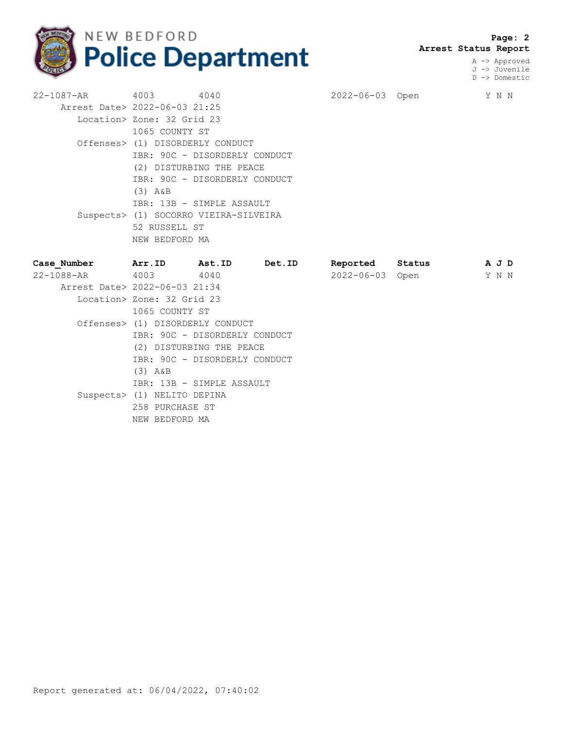**Arrest Status Report**

A -> Approved
J -> Juvenile
D -> Domestic

| Case_Number | Arr.ID | Ast.ID | Det.ID | Reported | Status | A | J | D |
|---|---|---|---|---|---|---|---|---|
| 22-1087-AR | 4003 | 4040 | | 2022-06-03 | Open | Y | N | N |

Arrest Date> 2022-06-03 21:25
Location> Zone: 32 Grid 23
1065 COUNTY ST
Offenses> (1) DISORDERLY CONDUCT
IBR: 90C - DISORDERLY CONDUCT
(2) DISTURBING THE PEACE
IBR: 90C - DISORDERLY CONDUCT
(3) A&B
IBR: 13B - SIMPLE ASSAULT
Suspects> (1) SOCORRO VIEIRA-SILVEIRA
52 RUSSELL ST
NEW BEDFORD MA

| Case_Number | Arr.ID | Ast.ID | Det.ID | Reported | Status | A | J | D |
|---|---|---|---|---|---|---|---|---|
| 22-1088-AR | 4003 | 4040 | | 2022-06-03 | Open | Y | N | N |

Arrest Date> 2022-06-03 21:34
Location> Zone: 32 Grid 23
1065 COUNTY ST
Offenses> (1) DISORDERLY CONDUCT
IBR: 90C - DISORDERLY CONDUCT
(2) DISTURBING THE PEACE
IBR: 90C - DISORDERLY CONDUCT
(3) A&B
IBR: 13B - SIMPLE ASSAULT
Suspects> (1) NELITO DEPINA
258 PURCHASE ST
NEW BEDFORD MA

Report generated at: 06/04/2022, 07:40:02